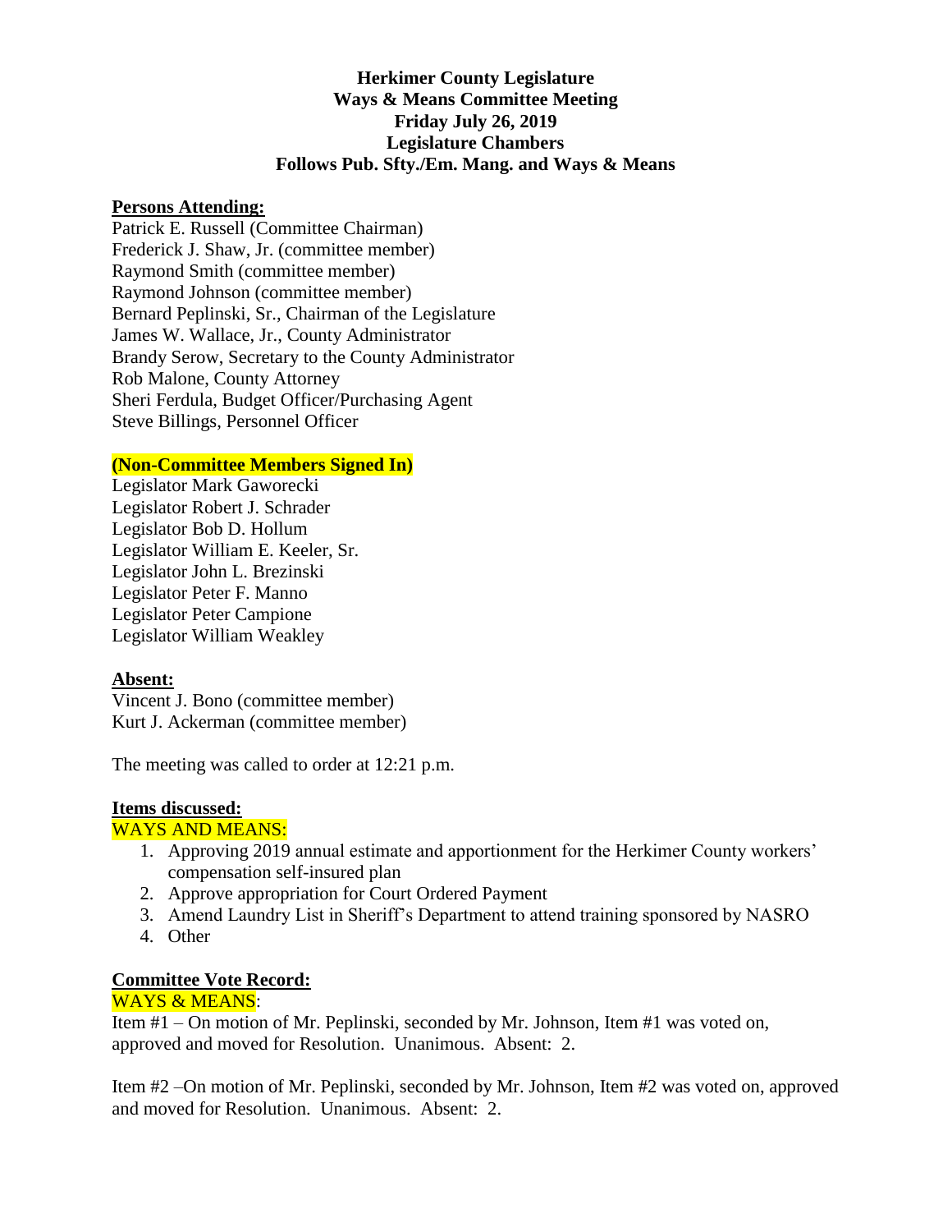**Herkimer County Legislature**
**Ways & Means Committee Meeting**
**Friday July 26, 2019**
**Legislature Chambers**
**Follows Pub. Sfty./Em. Mang. and Ways & Means**

**Persons Attending:**

Patrick E. Russell (Committee Chairman)
Frederick J. Shaw, Jr. (committee member)
Raymond Smith (committee member)
Raymond Johnson (committee member)
Bernard Peplinski, Sr., Chairman of the Legislature
James W. Wallace, Jr., County Administrator
Brandy Serow, Secretary to the County Administrator
Rob Malone, County Attorney
Sheri Ferdula, Budget Officer/Purchasing Agent
Steve Billings, Personnel Officer

**(Non-Committee Members Signed In)**

Legislator Mark Gaworecki
Legislator Robert J. Schrader
Legislator Bob D. Hollum
Legislator William E. Keeler, Sr.
Legislator John L. Brezinski
Legislator Peter F. Manno
Legislator Peter Campione
Legislator William Weakley

**Absent:**

Vincent J. Bono (committee member)
Kurt J. Ackerman (committee member)

The meeting was called to order at 12:21 p.m.

**Items discussed:**

WAYS AND MEANS:

1. Approving 2019 annual estimate and apportionment for the Herkimer County workers' compensation self-insured plan
2. Approve appropriation for Court Ordered Payment
3. Amend Laundry List in Sheriff's Department to attend training sponsored by NASRO
4. Other

**Committee Vote Record:**

WAYS & MEANS:

Item #1 – On motion of Mr. Peplinski, seconded by Mr. Johnson, Item #1 was voted on, approved and moved for Resolution. Unanimous. Absent: 2.

Item #2 –On motion of Mr. Peplinski, seconded by Mr. Johnson, Item #2 was voted on, approved and moved for Resolution. Unanimous. Absent: 2.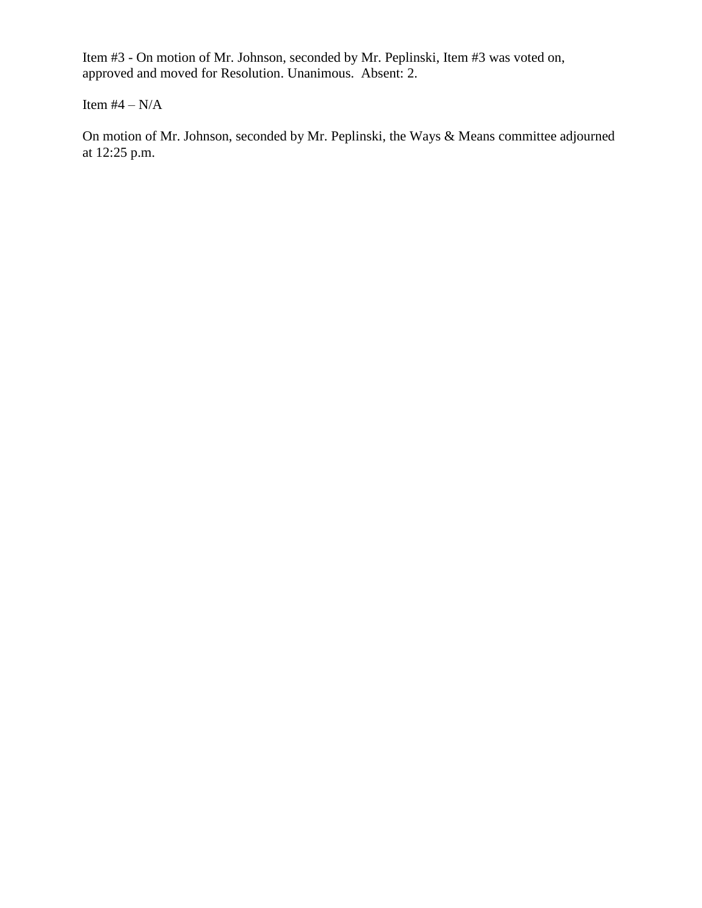Item #3 - On motion of Mr. Johnson, seconded by Mr. Peplinski, Item #3 was voted on, approved and moved for Resolution. Unanimous. Absent: 2.

Item #4 – N/A

On motion of Mr. Johnson, seconded by Mr. Peplinski, the Ways & Means committee adjourned at 12:25 p.m.